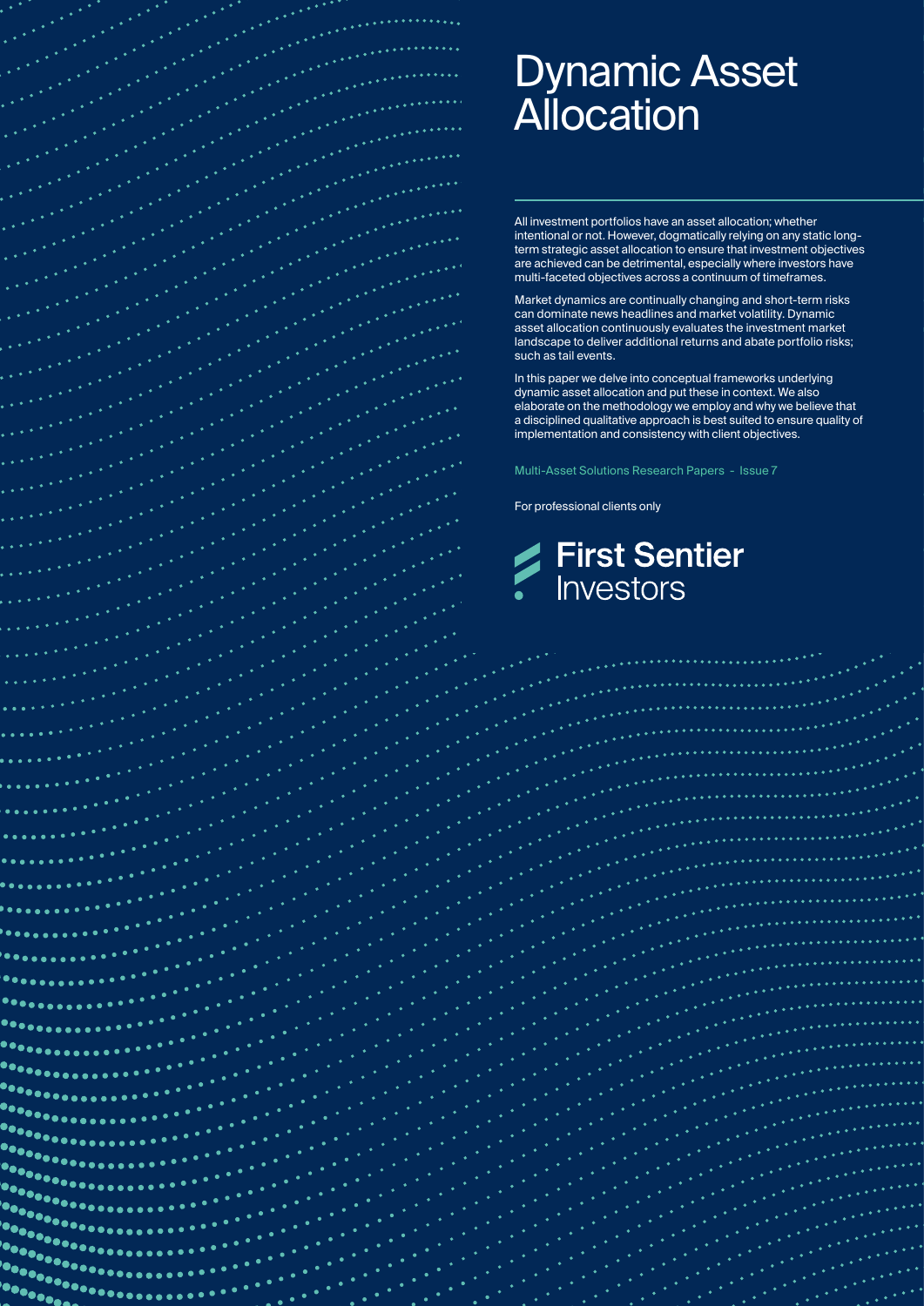# Dynamic Asset Allocation

All investment portfolios have an asset allocation; whether intentional or not. However, dogmatically relying on any static long-term strategic asset allocation to ensure that investment objectives are achieved can be detrimental, especially where investors have multi-faceted objectives across a continuum of timeframes.

Market dynamics are continually changing and short-term risks can dominate news headlines and market volatility. Dynamic asset allocation continuously evaluates the investment market landscape to deliver additional returns and abate portfolio risks; such as tail events.

In this paper we delve into conceptual frameworks underlying dynamic asset allocation and put these in context. We also elaborate on the methodology we employ and why we believe that a disciplined qualitative approach is best suited to ensure quality of implementation and consistency with client objectives.

Multi-Asset Solutions Research Papers - Issue 7

For professional clients only

First Sentier Investors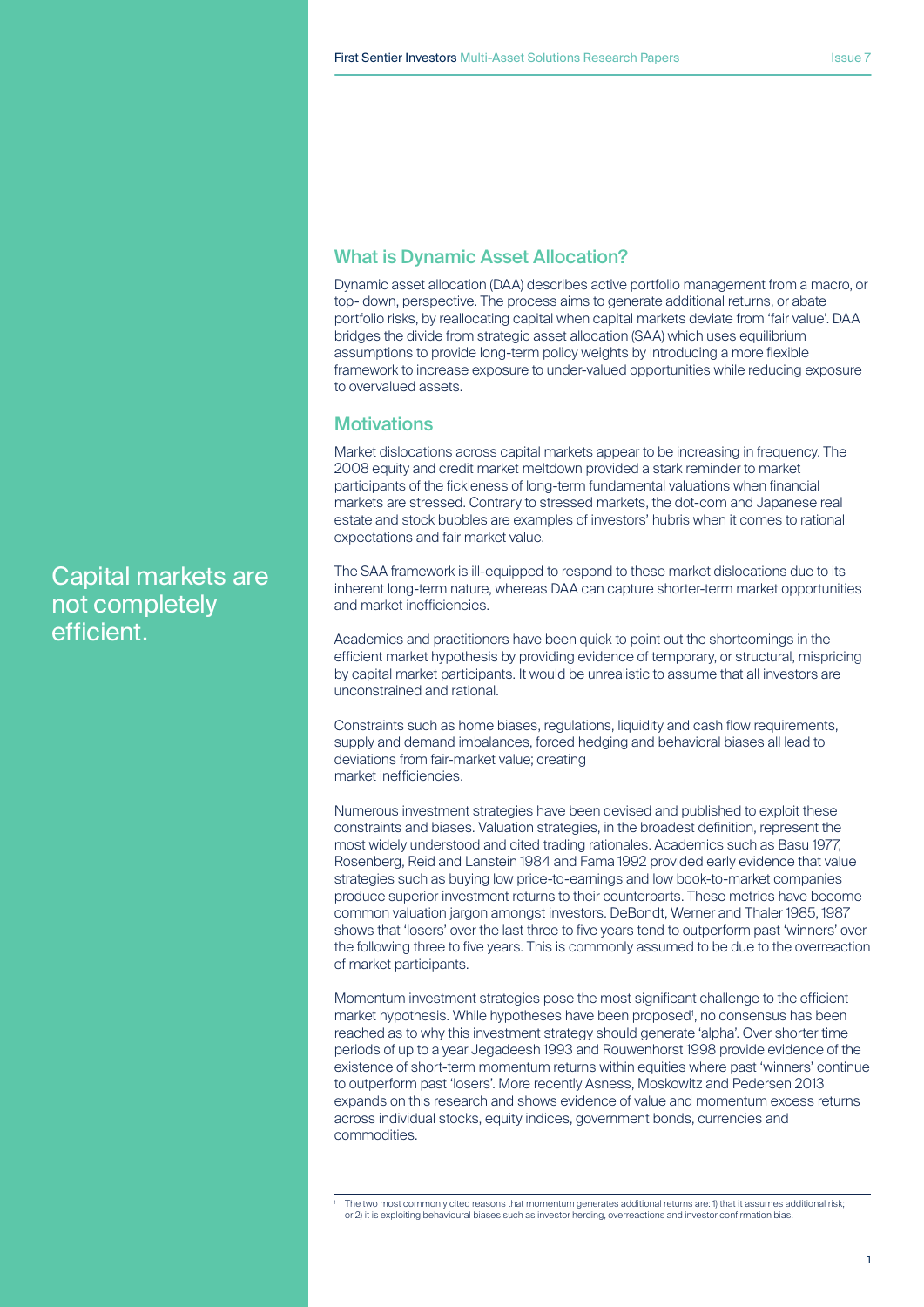## What is Dynamic Asset Allocation?

Dynamic asset allocation (DAA) describes active portfolio management from a macro, or top- down, perspective. The process aims to generate additional returns, or abate portfolio risks, by reallocating capital when capital markets deviate from 'fair value'. DAA bridges the divide from strategic asset allocation (SAA) which uses equilibrium assumptions to provide long-term policy weights by introducing a more flexible framework to increase exposure to under-valued opportunities while reducing exposure to overvalued assets.

## Motivations

Market dislocations across capital markets appear to be increasing in frequency. The 2008 equity and credit market meltdown provided a stark reminder to market participants of the fickleness of long-term fundamental valuations when financial markets are stressed. Contrary to stressed markets, the dot-com and Japanese real estate and stock bubbles are examples of investors' hubris when it comes to rational expectations and fair market value.

Capital markets are not completely efficient.

The SAA framework is ill-equipped to respond to these market dislocations due to its inherent long-term nature, whereas DAA can capture shorter-term market opportunities and market inefficiencies.

Academics and practitioners have been quick to point out the shortcomings in the efficient market hypothesis by providing evidence of temporary, or structural, mispricing by capital market participants. It would be unrealistic to assume that all investors are unconstrained and rational.

Constraints such as home biases, regulations, liquidity and cash flow requirements, supply and demand imbalances, forced hedging and behavioral biases all lead to deviations from fair-market value; creating market inefficiencies.

Numerous investment strategies have been devised and published to exploit these constraints and biases. Valuation strategies, in the broadest definition, represent the most widely understood and cited trading rationales. Academics such as Basu 1977, Rosenberg, Reid and Lanstein 1984 and Fama 1992 provided early evidence that value strategies such as buying low price-to-earnings and low book-to-market companies produce superior investment returns to their counterparts. These metrics have become common valuation jargon amongst investors. DeBondt, Werner and Thaler 1985, 1987 shows that 'losers' over the last three to five years tend to outperform past 'winners' over the following three to five years. This is commonly assumed to be due to the overreaction of market participants.

Momentum investment strategies pose the most significant challenge to the efficient market hypothesis. While hypotheses have been proposed[1], no consensus has been reached as to why this investment strategy should generate 'alpha'. Over shorter time periods of up to a year Jegadeesh 1993 and Rouwenhorst 1998 provide evidence of the existence of short-term momentum returns within equities where past 'winners' continue to outperform past 'losers'. More recently Asness, Moskowitz and Pedersen 2013 expands on this research and shows evidence of value and momentum excess returns across individual stocks, equity indices, government bonds, currencies and commodities.

[1] The two most commonly cited reasons that momentum generates additional returns are: 1) that it assumes additional risk; or 2) it is exploiting behavioural biases such as investor herding, overreactions and investor confirmation bias.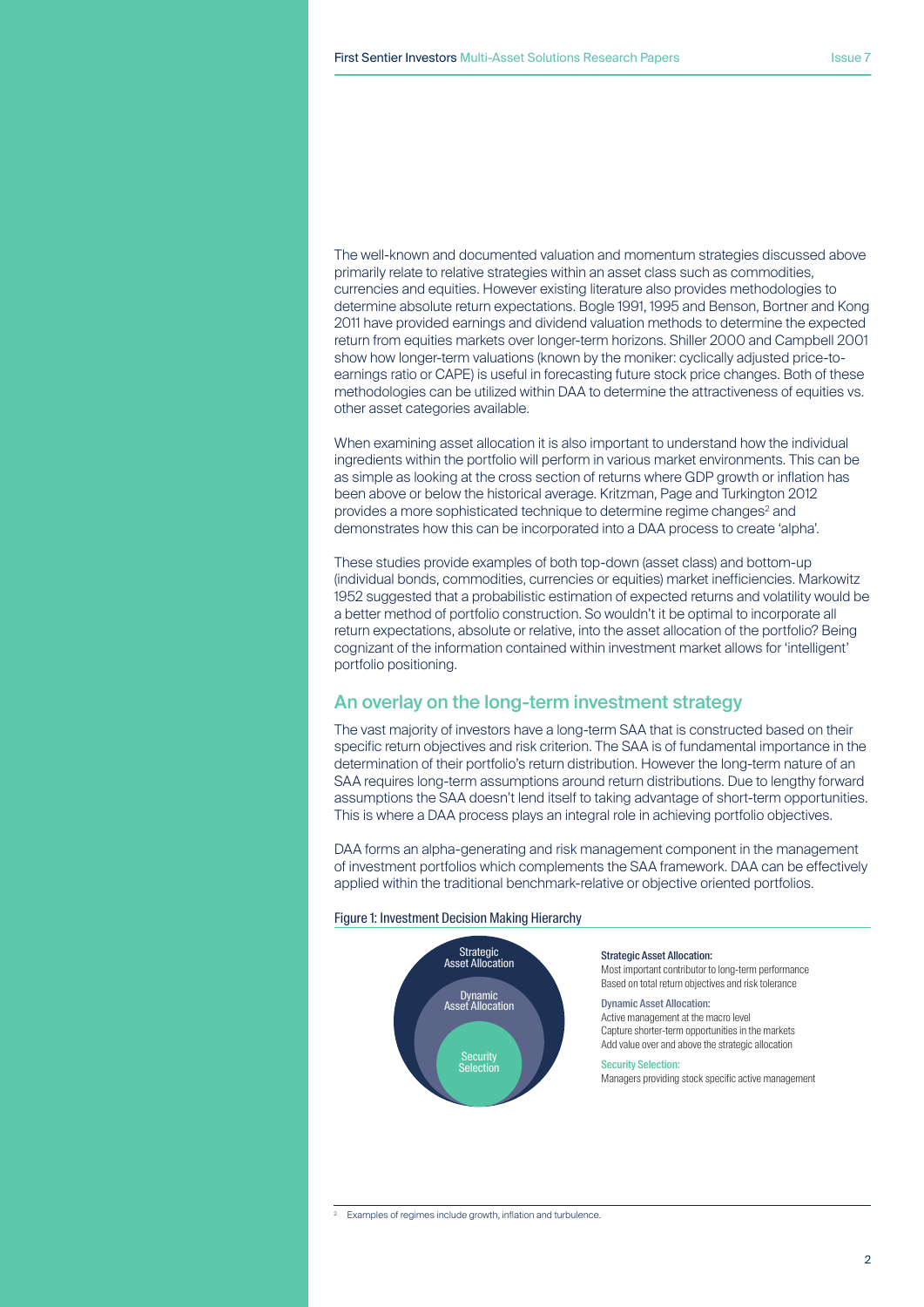The well-known and documented valuation and momentum strategies discussed above primarily relate to relative strategies within an asset class such as commodities, currencies and equities. However existing literature also provides methodologies to determine absolute return expectations. Bogle 1991, 1995 and Benson, Bortner and Kong 2011 have provided earnings and dividend valuation methods to determine the expected return from equities markets over longer-term horizons. Shiller 2000 and Campbell 2001 show how longer-term valuations (known by the moniker: cyclically adjusted price-to-earnings ratio or CAPE) is useful in forecasting future stock price changes. Both of these methodologies can be utilized within DAA to determine the attractiveness of equities vs. other asset categories available.

When examining asset allocation it is also important to understand how the individual ingredients within the portfolio will perform in various market environments. This can be as simple as looking at the cross section of returns where GDP growth or inflation has been above or below the historical average. Kritzman, Page and Turkington 2012 provides a more sophisticated technique to determine regime changes[2] and demonstrates how this can be incorporated into a DAA process to create 'alpha'.

These studies provide examples of both top-down (asset class) and bottom-up (individual bonds, commodities, currencies or equities) market inefficiencies. Markowitz 1952 suggested that a probabilistic estimation of expected returns and volatility would be a better method of portfolio construction. So wouldn't it be optimal to incorporate all return expectations, absolute or relative, into the asset allocation of the portfolio? Being cognizant of the information contained within investment market allows for 'intelligent' portfolio positioning.

## An overlay on the long-term investment strategy

The vast majority of investors have a long-term SAA that is constructed based on their specific return objectives and risk criterion. The SAA is of fundamental importance in the determination of their portfolio's return distribution. However the long-term nature of an SAA requires long-term assumptions around return distributions. Due to lengthy forward assumptions the SAA doesn't lend itself to taking advantage of short-term opportunities. This is where a DAA process plays an integral role in achieving portfolio objectives.

DAA forms an alpha-generating and risk management component in the management of investment portfolios which complements the SAA framework. DAA can be effectively applied within the traditional benchmark-relative or objective oriented portfolios.

Figure 1: Investment Decision Making Hierarchy

Strategic Asset Allocation

Dynamic Asset Allocation

Security Selection

**Strategic Asset Allocation:**
Most important contributor to long-term performance
Based on total return objectives and risk tolerance

**Dynamic Asset Allocation:**
Active management at the macro level
Capture shorter-term opportunities in the markets
Add value over and above the strategic allocation

**Security Selection:**
Managers providing stock specific active management

[2] Examples of regimes include growth, inflation and turbulence.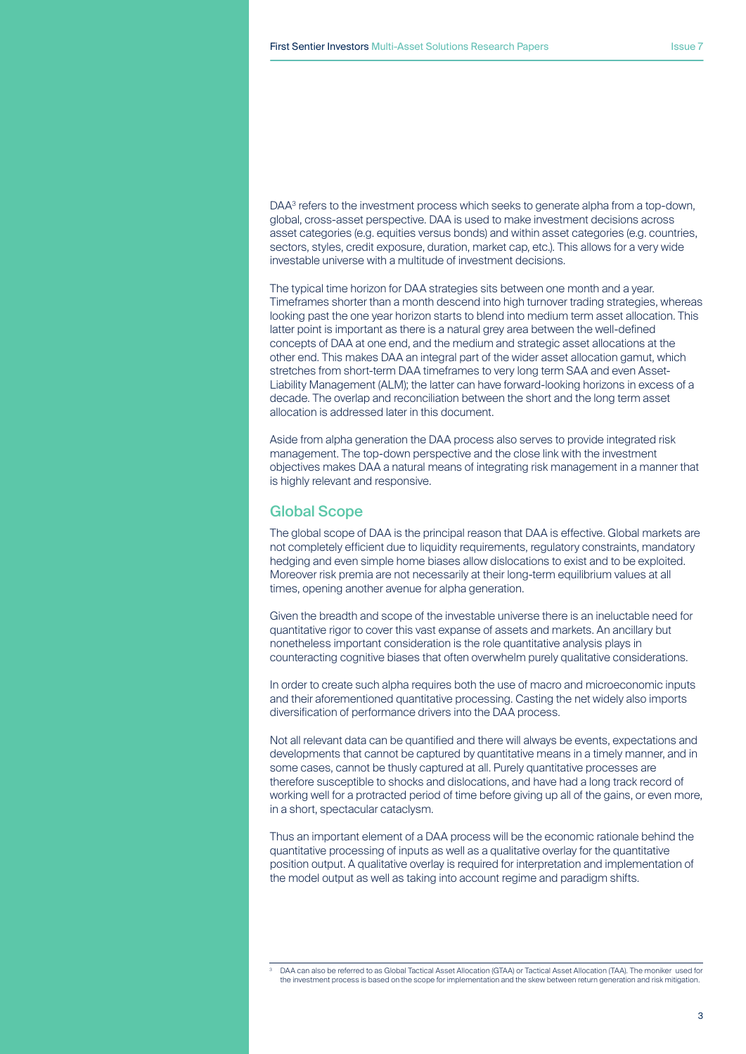DAA[3] refers to the investment process which seeks to generate alpha from a top-down, global, cross-asset perspective. DAA is used to make investment decisions across asset categories (e.g. equities versus bonds) and within asset categories (e.g. countries, sectors, styles, credit exposure, duration, market cap, etc.). This allows for a very wide investable universe with a multitude of investment decisions.

The typical time horizon for DAA strategies sits between one month and a year. Timeframes shorter than a month descend into high turnover trading strategies, whereas looking past the one year horizon starts to blend into medium term asset allocation. This latter point is important as there is a natural grey area between the well-defined concepts of DAA at one end, and the medium and strategic asset allocations at the other end. This makes DAA an integral part of the wider asset allocation gamut, which stretches from short-term DAA timeframes to very long term SAA and even Asset-Liability Management (ALM); the latter can have forward-looking horizons in excess of a decade. The overlap and reconciliation between the short and the long term asset allocation is addressed later in this document.

Aside from alpha generation the DAA process also serves to provide integrated risk management. The top-down perspective and the close link with the investment objectives makes DAA a natural means of integrating risk management in a manner that is highly relevant and responsive.

## Global Scope

The global scope of DAA is the principal reason that DAA is effective. Global markets are not completely efficient due to liquidity requirements, regulatory constraints, mandatory hedging and even simple home biases allow dislocations to exist and to be exploited. Moreover risk premia are not necessarily at their long-term equilibrium values at all times, opening another avenue for alpha generation.

Given the breadth and scope of the investable universe there is an ineluctable need for quantitative rigor to cover this vast expanse of assets and markets. An ancillary but nonetheless important consideration is the role quantitative analysis plays in counteracting cognitive biases that often overwhelm purely qualitative considerations.

In order to create such alpha requires both the use of macro and microeconomic inputs and their aforementioned quantitative processing. Casting the net widely also imports diversification of performance drivers into the DAA process.

Not all relevant data can be quantified and there will always be events, expectations and developments that cannot be captured by quantitative means in a timely manner, and in some cases, cannot be thusly captured at all. Purely quantitative processes are therefore susceptible to shocks and dislocations, and have had a long track record of working well for a protracted period of time before giving up all of the gains, or even more, in a short, spectacular cataclysm.

Thus an important element of a DAA process will be the economic rationale behind the quantitative processing of inputs as well as a qualitative overlay for the quantitative position output. A qualitative overlay is required for interpretation and implementation of the model output as well as taking into account regime and paradigm shifts.

---

[3] DAA can also be referred to as Global Tactical Asset Allocation (GTAA) or Tactical Asset Allocation (TAA). The moniker used for the investment process is based on the scope for implementation and the skew between return generation and risk mitigation.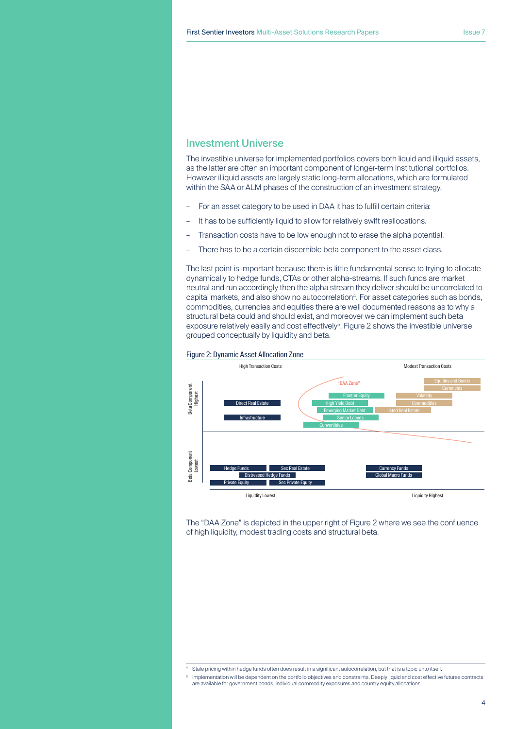## Investment Universe

The investible universe for implemented portfolios covers both liquid and illiquid assets, as the latter are often an important component of longer-term institutional portfolios. However illiquid assets are largely static long-term allocations, which are formulated within the SAA or ALM phases of the construction of an investment strategy.

- For an asset category to be used in DAA it has to fulfill certain criteria:
- It has to be sufficiently liquid to allow for relatively swift reallocations.
- Transaction costs have to be low enough not to erase the alpha potential.
- There has to be a certain discernible beta component to the asset class.

The last point is important because there is little fundamental sense to trying to allocate dynamically to hedge funds, CTAs or other alpha-streams. If such funds are market neutral and run accordingly then the alpha stream they deliver should be uncorrelated to capital markets, and also show no autocorrelation[4]. For asset categories such as bonds, commodities, currencies and equities there are well documented reasons as to why a structural beta could and should exist, and moreover we can implement such beta exposure relatively easily and cost effectively[5]. Figure 2 shows the investible universe grouped conceptually by liquidity and beta.

Figure 2: Dynamic Asset Allocation Zone

|  | High Transaction Costs | | Modest Transaction Costs |
|---|---|---|---|
| Beta Component Highest | Direct Real Estate; Infrastructure | "DAA Zone": Frontier Equity; High Yield Debt; Emerging Market Debt; Senior Loands; Convertibles | Equities and Bonds; Currencies; Volatility; Commodities; Listed Real Estate |
| Beta Component Lowest | Hedge Funds; Sec Real Estate; Distressed Hedge Funds; Private Equity; Sec Private Equity | | Currency Funds; Global Macro Funds |
|  | Liquidity Lowest | | Liquidity Highest |

The "DAA Zone" is depicted in the upper right of Figure 2 where we see the confluence of high liquidity, modest trading costs and structural beta.

[4] Stale pricing within hedge funds often does result in a significant autocorrelation, but that is a topic unto itself.

[5] Implementation will be dependent on the portfolio objectives and constraints. Deeply liquid and cost effective futures contracts are available for government bonds, individual commodity exposures and country equity allocations.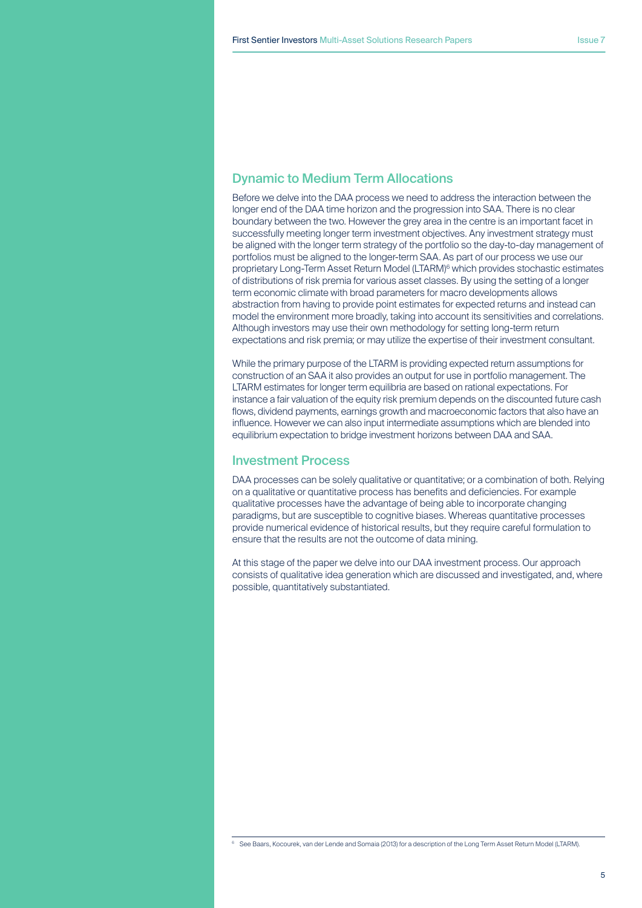## Dynamic to Medium Term Allocations

Before we delve into the DAA process we need to address the interaction between the longer end of the DAA time horizon and the progression into SAA. There is no clear boundary between the two. However the grey area in the centre is an important facet in successfully meeting longer term investment objectives. Any investment strategy must be aligned with the longer term strategy of the portfolio so the day-to-day management of portfolios must be aligned to the longer-term SAA. As part of our process we use our proprietary Long-Term Asset Return Model (LTARM)[6] which provides stochastic estimates of distributions of risk premia for various asset classes. By using the setting of a longer term economic climate with broad parameters for macro developments allows abstraction from having to provide point estimates for expected returns and instead can model the environment more broadly, taking into account its sensitivities and correlations. Although investors may use their own methodology for setting long-term return expectations and risk premia; or may utilize the expertise of their investment consultant.

While the primary purpose of the LTARM is providing expected return assumptions for construction of an SAA it also provides an output for use in portfolio management. The LTARM estimates for longer term equilibria are based on rational expectations. For instance a fair valuation of the equity risk premium depends on the discounted future cash flows, dividend payments, earnings growth and macroeconomic factors that also have an influence. However we can also input intermediate assumptions which are blended into equilibrium expectation to bridge investment horizons between DAA and SAA.

## Investment Process

DAA processes can be solely qualitative or quantitative; or a combination of both. Relying on a qualitative or quantitative process has benefits and deficiencies. For example qualitative processes have the advantage of being able to incorporate changing paradigms, but are susceptible to cognitive biases. Whereas quantitative processes provide numerical evidence of historical results, but they require careful formulation to ensure that the results are not the outcome of data mining.

At this stage of the paper we delve into our DAA investment process. Our approach consists of qualitative idea generation which are discussed and investigated, and, where possible, quantitatively substantiated.

[6] See Baars, Kocourek, van der Lende and Somaia (2013) for a description of the Long Term Asset Return Model (LTARM).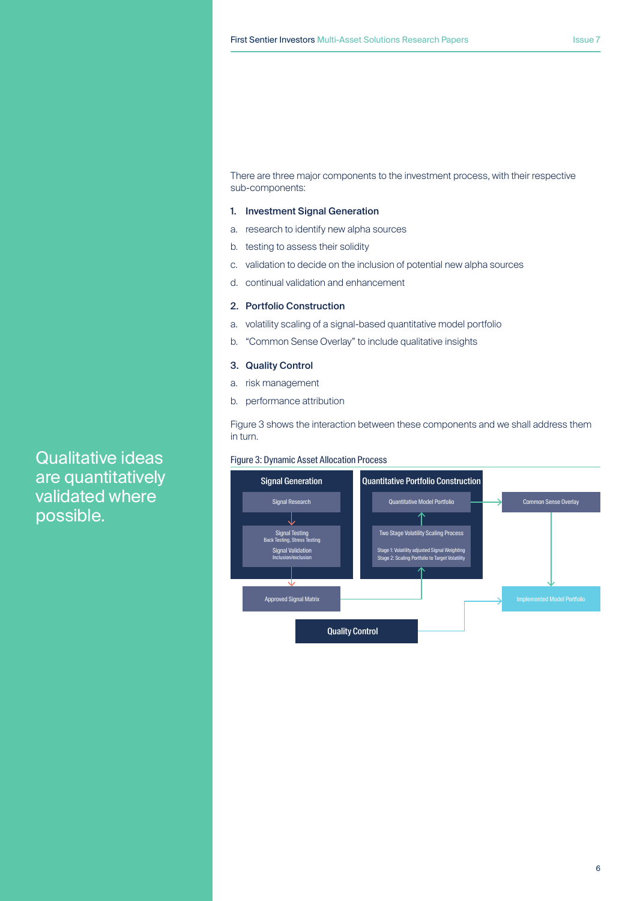Qualitative ideas are quantitatively validated where possible.

There are three major components to the investment process, with their respective sub-components:

1. **Investment Signal Generation**
   a. research to identify new alpha sources
   b. testing to assess their solidity
   c. validation to decide on the inclusion of potential new alpha sources
   d. continual validation and enhancement

2. **Portfolio Construction**
   a. volatility scaling of a signal-based quantitative model portfolio
   b. "Common Sense Overlay" to include qualitative insights

3. **Quality Control**
   a. risk management
   b. performance attribution

Figure 3 shows the interaction between these components and we shall address them in turn.

Figure 3: Dynamic Asset Allocation Process

**Signal Generation**
- Signal Research
- Signal Testing
  Back Testing, Stress Testing
  Signal Validation
  Inclusion/exclusion
- Approved Signal Matrix

**Quantitative Portfolio Construction**
- Quantitative Model Portfolio
- Two Stage Volatility Scaling Process
  Stage 1: Volatility adjusted Signal Weighting
  Stage 2: Scaling Portfolio to Target Volatility

Common Sense Overlay

Implemented Model Portfolio

**Quality Control**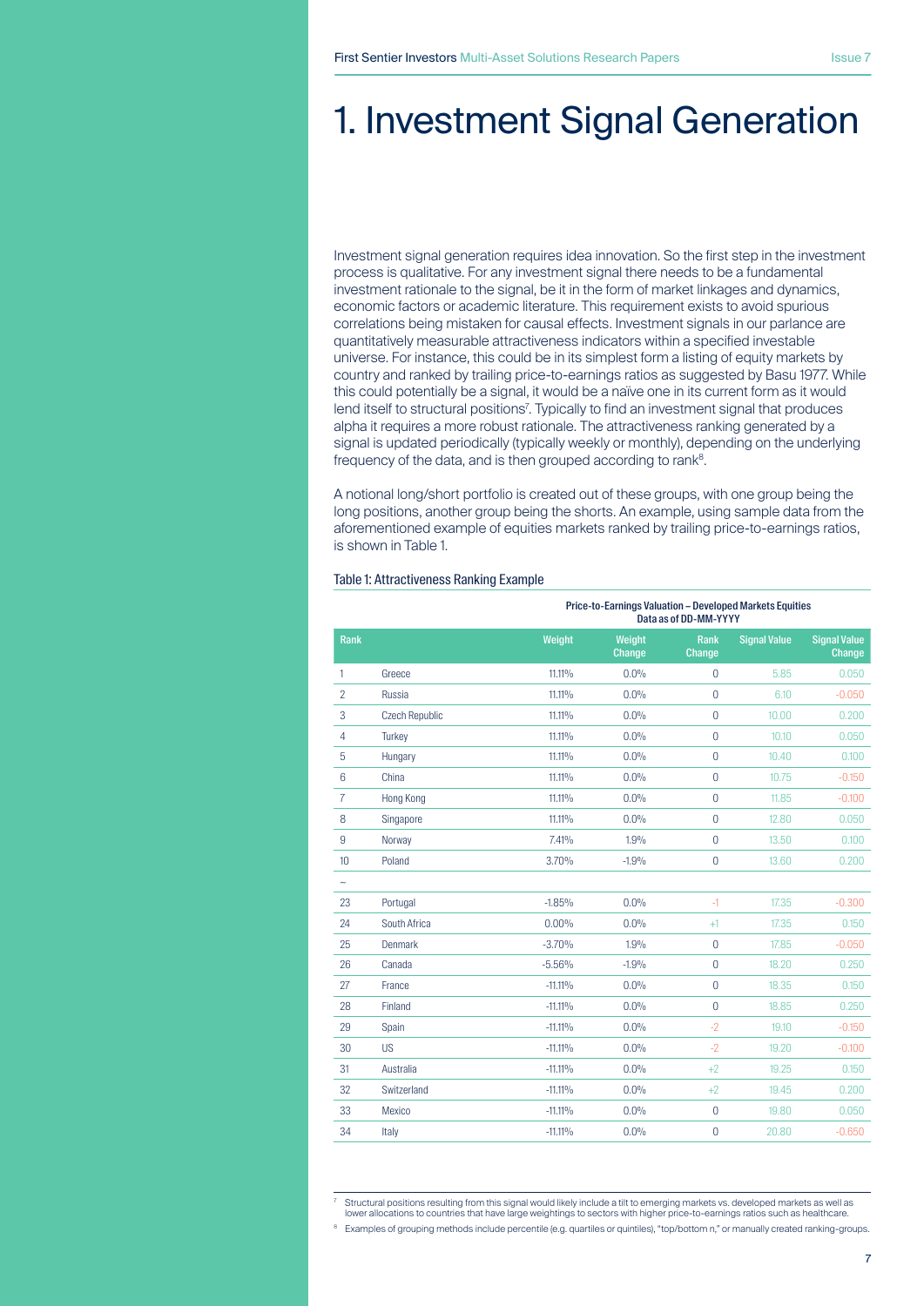# 1. Investment Signal Generation

Investment signal generation requires idea innovation. So the first step in the investment process is qualitative. For any investment signal there needs to be a fundamental investment rationale to the signal, be it in the form of market linkages and dynamics, economic factors or academic literature. This requirement exists to avoid spurious correlations being mistaken for causal effects. Investment signals in our parlance are quantitatively measurable attractiveness indicators within a specified investable universe. For instance, this could be in its simplest form a listing of equity markets by country and ranked by trailing price-to-earnings ratios as suggested by Basu 1977. While this could potentially be a signal, it would be a naïve one in its current form as it would lend itself to structural positions[7]. Typically to find an investment signal that produces alpha it requires a more robust rationale. The attractiveness ranking generated by a signal is updated periodically (typically weekly or monthly), depending on the underlying frequency of the data, and is then grouped according to rank[8].

A notional long/short portfolio is created out of these groups, with one group being the long positions, another group being the shorts. An example, using sample data from the aforementioned example of equities markets ranked by trailing price-to-earnings ratios, is shown in Table 1.

Table 1: Attractiveness Ranking Example

| | | Price-to-Earnings Valuation – Developed Markets Equities Data as of DD-MM-YYYY | | | | |
|---|---|---|---|---|---|---|
| **Rank** | | **Weight** | **Weight Change** | **Rank Change** | **Signal Value** | **Signal Value Change** |
| 1 | Greece | 11.11% | 0.0% | 0 | 5.85 | 0.050 |
| 2 | Russia | 11.11% | 0.0% | 0 | 6.10 | -0.050 |
| 3 | Czech Republic | 11.11% | 0.0% | 0 | 10.00 | 0.200 |
| 4 | Turkey | 11.11% | 0.0% | 0 | 10.10 | 0.050 |
| 5 | Hungary | 11.11% | 0.0% | 0 | 10.40 | 0.100 |
| 6 | China | 11.11% | 0.0% | 0 | 10.75 | -0.150 |
| 7 | Hong Kong | 11.11% | 0.0% | 0 | 11.85 | -0.100 |
| 8 | Singapore | 11.11% | 0.0% | 0 | 12.80 | 0.050 |
| 9 | Norway | 7.41% | 1.9% | 0 | 13.50 | 0.100 |
| 10 | Poland | 3.70% | -1.9% | 0 | 13.60 | 0.200 |
| ~ | | | | | | |
| 23 | Portugal | -1.85% | 0.0% | -1 | 17.35 | -0.300 |
| 24 | South Africa | 0.00% | 0.0% | +1 | 17.35 | 0.150 |
| 25 | Denmark | -3.70% | 1.9% | 0 | 17.85 | -0.050 |
| 26 | Canada | -5.56% | -1.9% | 0 | 18.20 | 0.250 |
| 27 | France | -11.11% | 0.0% | 0 | 18.35 | 0.150 |
| 28 | Finland | -11.11% | 0.0% | 0 | 18.85 | 0.250 |
| 29 | Spain | -11.11% | 0.0% | -2 | 19.10 | -0.150 |
| 30 | US | -11.11% | 0.0% | -2 | 19.20 | -0.100 |
| 31 | Australia | -11.11% | 0.0% | +2 | 19.25 | 0.150 |
| 32 | Switzerland | -11.11% | 0.0% | +2 | 19.45 | 0.200 |
| 33 | Mexico | -11.11% | 0.0% | 0 | 19.80 | 0.050 |
| 34 | Italy | -11.11% | 0.0% | 0 | 20.80 | -0.650 |

[7] Structural positions resulting from this signal would likely include a tilt to emerging markets vs. developed markets as well as lower allocations to countries that have large weightings to sectors with higher price-to-earnings ratios such as healthcare.

[8] Examples of grouping methods include percentile (e.g. quartiles or quintiles), "top/bottom n," or manually created ranking-groups.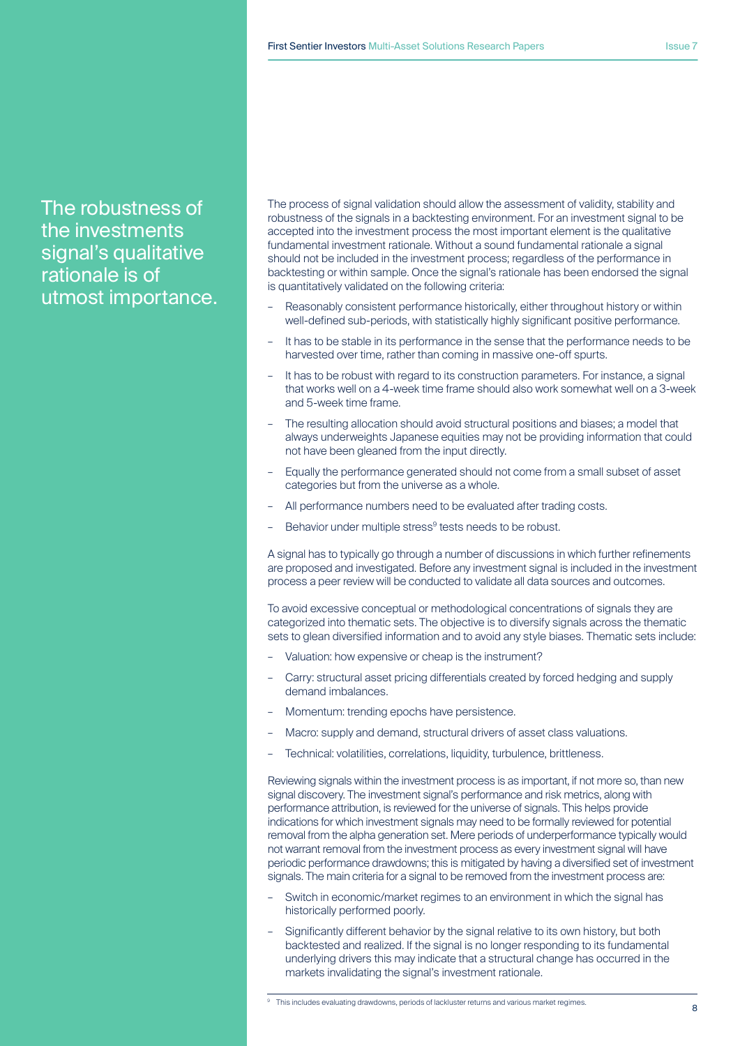The robustness of the investments signal's qualitative rationale is of utmost importance.

The process of signal validation should allow the assessment of validity, stability and robustness of the signals in a backtesting environment. For an investment signal to be accepted into the investment process the most important element is the qualitative fundamental investment rationale. Without a sound fundamental rationale a signal should not be included in the investment process; regardless of the performance in backtesting or within sample. Once the signal's rationale has been endorsed the signal is quantitatively validated on the following criteria:

- Reasonably consistent performance historically, either throughout history or within well-defined sub-periods, with statistically highly significant positive performance.
- It has to be stable in its performance in the sense that the performance needs to be harvested over time, rather than coming in massive one-off spurts.
- It has to be robust with regard to its construction parameters. For instance, a signal that works well on a 4-week time frame should also work somewhat well on a 3-week and 5-week time frame.
- The resulting allocation should avoid structural positions and biases; a model that always underweights Japanese equities may not be providing information that could not have been gleaned from the input directly.
- Equally the performance generated should not come from a small subset of asset categories but from the universe as a whole.
- All performance numbers need to be evaluated after trading costs.
- Behavior under multiple stress[9] tests needs to be robust.

A signal has to typically go through a number of discussions in which further refinements are proposed and investigated. Before any investment signal is included in the investment process a peer review will be conducted to validate all data sources and outcomes.

To avoid excessive conceptual or methodological concentrations of signals they are categorized into thematic sets. The objective is to diversify signals across the thematic sets to glean diversified information and to avoid any style biases. Thematic sets include:

- Valuation: how expensive or cheap is the instrument?
- Carry: structural asset pricing differentials created by forced hedging and supply demand imbalances.
- Momentum: trending epochs have persistence.
- Macro: supply and demand, structural drivers of asset class valuations.
- Technical: volatilities, correlations, liquidity, turbulence, brittleness.

Reviewing signals within the investment process is as important, if not more so, than new signal discovery. The investment signal's performance and risk metrics, along with performance attribution, is reviewed for the universe of signals. This helps provide indications for which investment signals may need to be formally reviewed for potential removal from the alpha generation set. Mere periods of underperformance typically would not warrant removal from the investment process as every investment signal will have periodic performance drawdowns; this is mitigated by having a diversified set of investment signals. The main criteria for a signal to be removed from the investment process are:

- Switch in economic/market regimes to an environment in which the signal has historically performed poorly.
- Significantly different behavior by the signal relative to its own history, but both backtested and realized. If the signal is no longer responding to its fundamental underlying drivers this may indicate that a structural change has occurred in the markets invalidating the signal's investment rationale.

[9] This includes evaluating drawdowns, periods of lackluster returns and various market regimes.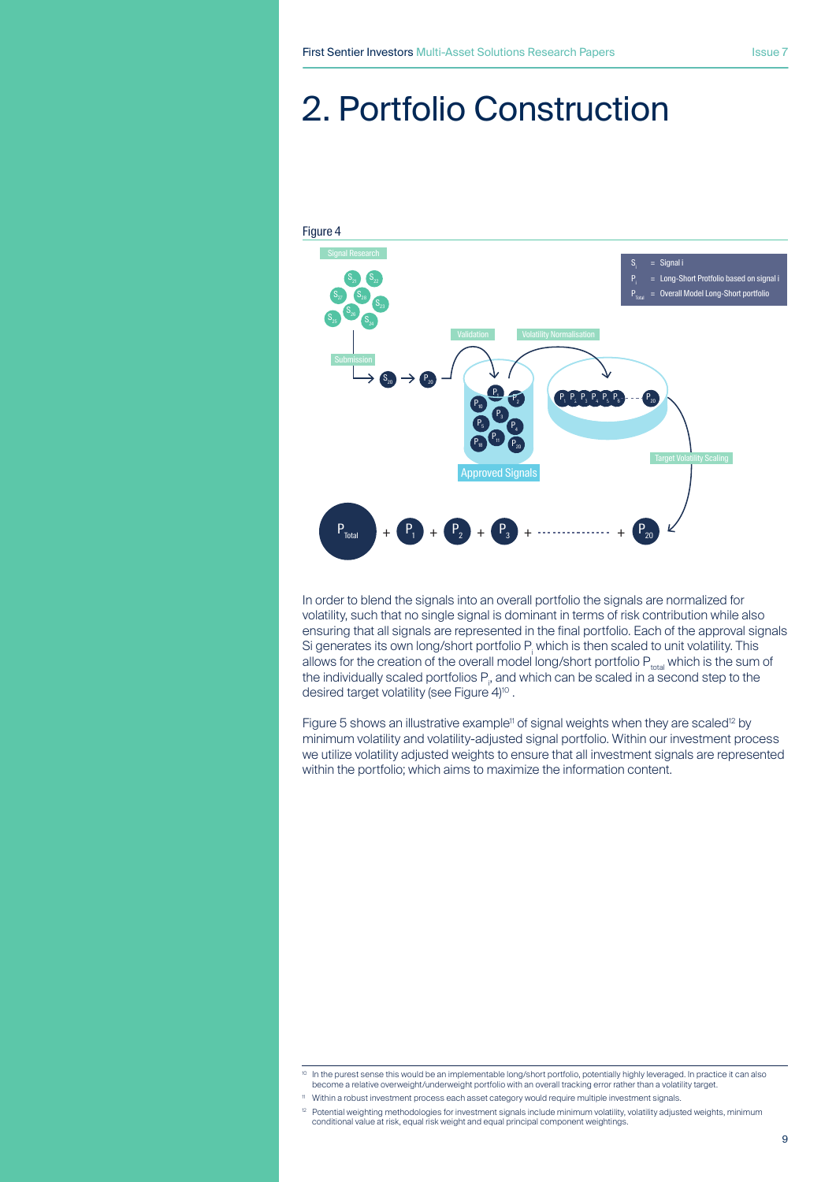# 2. Portfolio Construction

Figure 4

In order to blend the signals into an overall portfolio the signals are normalized for volatility, such that no single signal is dominant in terms of risk contribution while also ensuring that all signals are represented in the final portfolio. Each of the approval signals Si generates its own long/short portfolio $P_i$ which is then scaled to unit volatility. This allows for the creation of the overall model long/short portfolio $P_{total}$ which is the sum of the individually scaled portfolios $P_i$, and which can be scaled in a second step to the desired target volatility (see Figure 4)[10] .

Figure 5 shows an illustrative example[11] of signal weights when they are scaled[12] by minimum volatility and volatility-adjusted signal portfolio. Within our investment process we utilize volatility adjusted weights to ensure that all investment signals are represented within the portfolio; which aims to maximize the information content.

---

[10] In the purest sense this would be an implementable long/short portfolio, potentially highly leveraged. In practice it can also become a relative overweight/underweight portfolio with an overall tracking error rather than a volatility target.

[11] Within a robust investment process each asset category would require multiple investment signals.

[12] Potential weighting methodologies for investment signals include minimum volatility, volatility adjusted weights, minimum conditional value at risk, equal risk weight and equal principal component weightings.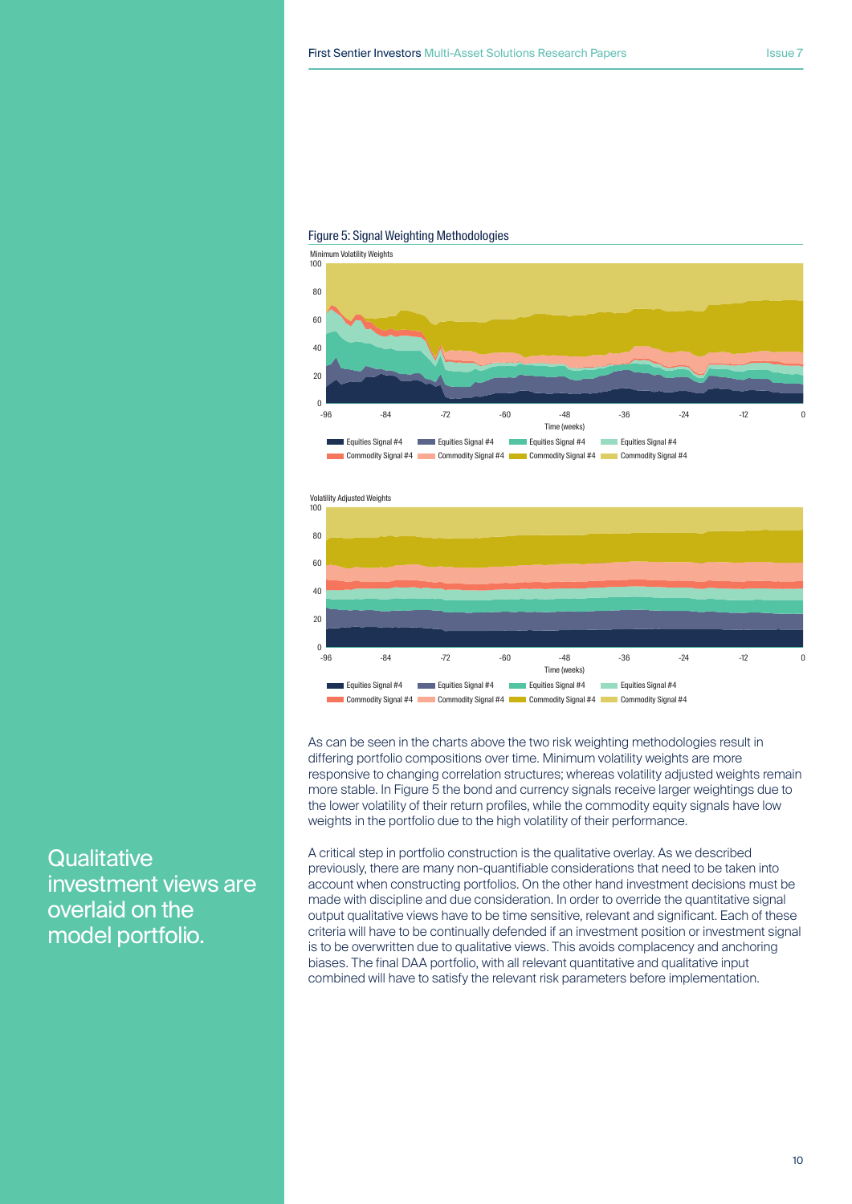Figure 5: Signal Weighting Methodologies

As can be seen in the charts above the two risk weighting methodologies result in differing portfolio compositions over time. Minimum volatility weights are more responsive to changing correlation structures; whereas volatility adjusted weights remain more stable. In Figure 5 the bond and currency signals receive larger weightings due to the lower volatility of their return profiles, while the commodity equity signals have low weights in the portfolio due to the high volatility of their performance.

Qualitative investment views are overlaid on the model portfolio.

A critical step in portfolio construction is the qualitative overlay. As we described previously, there are many non-quantifiable considerations that need to be taken into account when constructing portfolios. On the other hand investment decisions must be made with discipline and due consideration. In order to override the quantitative signal output qualitative views have to be time sensitive, relevant and significant. Each of these criteria will have to be continually defended if an investment position or investment signal is to be overwritten due to qualitative views. This avoids complacency and anchoring biases. The final DAA portfolio, with all relevant quantitative and qualitative input combined will have to satisfy the relevant risk parameters before implementation.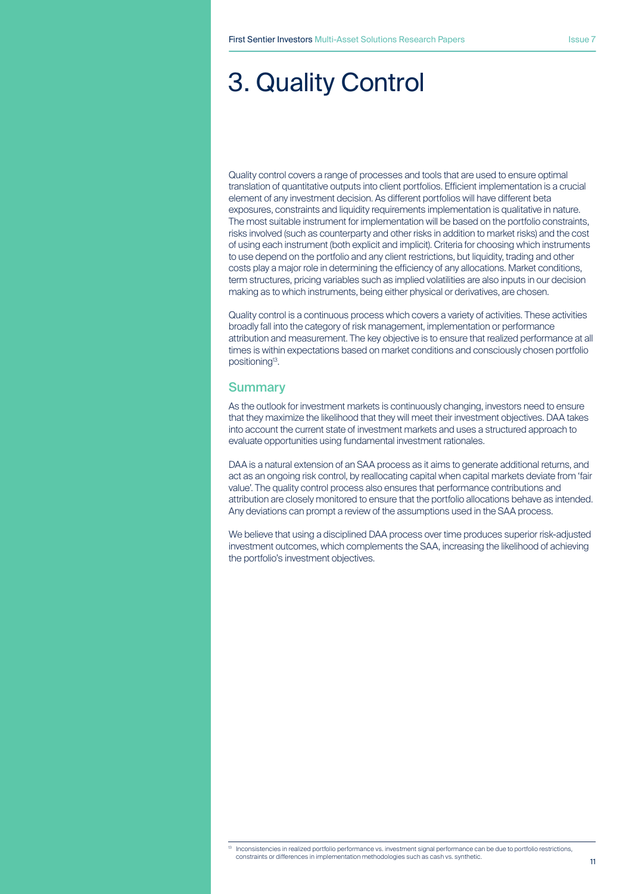# 3. Quality Control

Quality control covers a range of processes and tools that are used to ensure optimal translation of quantitative outputs into client portfolios. Efficient implementation is a crucial element of any investment decision. As different portfolios will have different beta exposures, constraints and liquidity requirements implementation is qualitative in nature. The most suitable instrument for implementation will be based on the portfolio constraints, risks involved (such as counterparty and other risks in addition to market risks) and the cost of using each instrument (both explicit and implicit). Criteria for choosing which instruments to use depend on the portfolio and any client restrictions, but liquidity, trading and other costs play a major role in determining the efficiency of any allocations. Market conditions, term structures, pricing variables such as implied volatilities are also inputs in our decision making as to which instruments, being either physical or derivatives, are chosen.

Quality control is a continuous process which covers a variety of activities. These activities broadly fall into the category of risk management, implementation or performance attribution and measurement. The key objective is to ensure that realized performance at all times is within expectations based on market conditions and consciously chosen portfolio positioning[13].

## Summary

As the outlook for investment markets is continuously changing, investors need to ensure that they maximize the likelihood that they will meet their investment objectives. DAA takes into account the current state of investment markets and uses a structured approach to evaluate opportunities using fundamental investment rationales.

DAA is a natural extension of an SAA process as it aims to generate additional returns, and act as an ongoing risk control, by reallocating capital when capital markets deviate from 'fair value'. The quality control process also ensures that performance contributions and attribution are closely monitored to ensure that the portfolio allocations behave as intended. Any deviations can prompt a review of the assumptions used in the SAA process.

We believe that using a disciplined DAA process over time produces superior risk-adjusted investment outcomes, which complements the SAA, increasing the likelihood of achieving the portfolio's investment objectives.

[13] Inconsistencies in realized portfolio performance vs. investment signal performance can be due to portfolio restrictions, constraints or differences in implementation methodologies such as cash vs. synthetic.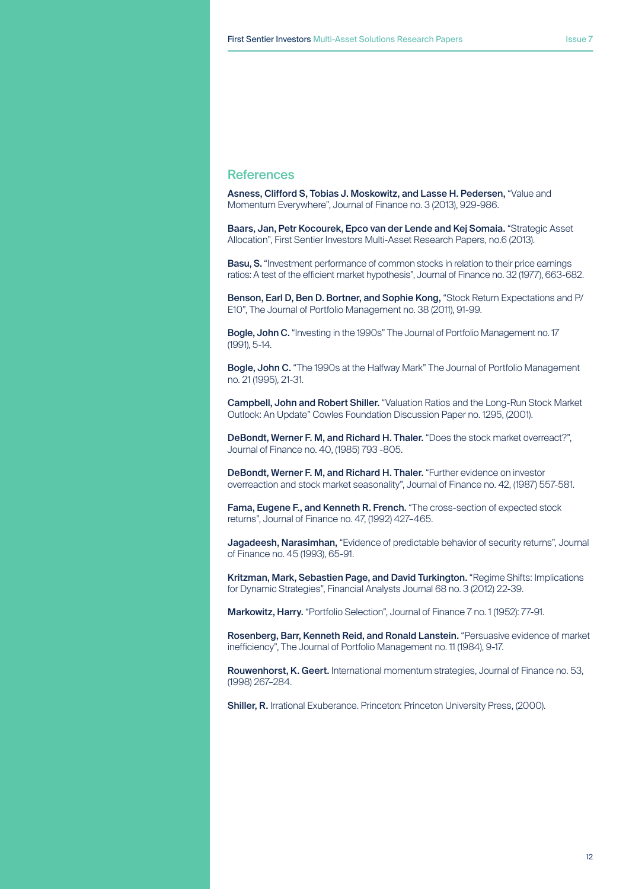## References

**Asness, Clifford S, Tobias J. Moskowitz, and Lasse H. Pedersen,** "Value and Momentum Everywhere", Journal of Finance no. 3 (2013), 929-986.

**Baars, Jan, Petr Kocourek, Epco van der Lende and Kej Somaia.** "Strategic Asset Allocation", First Sentier Investors Multi-Asset Research Papers, no.6 (2013).

**Basu, S.** "Investment performance of common stocks in relation to their price earnings ratios: A test of the efficient market hypothesis", Journal of Finance no. 32 (1977), 663-682.

**Benson, Earl D, Ben D. Bortner, and Sophie Kong,** "Stock Return Expectations and P/E10", The Journal of Portfolio Management no. 38 (2011), 91-99.

**Bogle, John C.** "Investing in the 1990s" The Journal of Portfolio Management no. 17 (1991), 5-14.

**Bogle, John C.** "The 1990s at the Halfway Mark" The Journal of Portfolio Management no. 21 (1995), 21-31.

**Campbell, John and Robert Shiller.** "Valuation Ratios and the Long-Run Stock Market Outlook: An Update" Cowles Foundation Discussion Paper no. 1295, (2001).

**DeBondt, Werner F. M, and Richard H. Thaler.** "Does the stock market overreact?", Journal of Finance no. 40, (1985) 793 -805.

**DeBondt, Werner F. M, and Richard H. Thaler.** "Further evidence on investor overreaction and stock market seasonality", Journal of Finance no. 42, (1987) 557-581.

**Fama, Eugene F., and Kenneth R. French.** "The cross-section of expected stock returns", Journal of Finance no. 47, (1992) 427–465.

**Jagadeesh, Narasimhan,** "Evidence of predictable behavior of security returns", Journal of Finance no. 45 (1993), 65-91.

**Kritzman, Mark, Sebastien Page, and David Turkington.** "Regime Shifts: Implications for Dynamic Strategies", Financial Analysts Journal 68 no. 3 (2012) 22-39.

**Markowitz, Harry.** "Portfolio Selection", Journal of Finance 7 no. 1 (1952): 77-91.

**Rosenberg, Barr, Kenneth Reid, and Ronald Lanstein.** "Persuasive evidence of market inefficiency", The Journal of Portfolio Management no. 11 (1984), 9-17.

**Rouwenhorst, K. Geert.** International momentum strategies, Journal of Finance no. 53, (1998) 267–284.

**Shiller, R.** Irrational Exuberance. Princeton: Princeton University Press, (2000).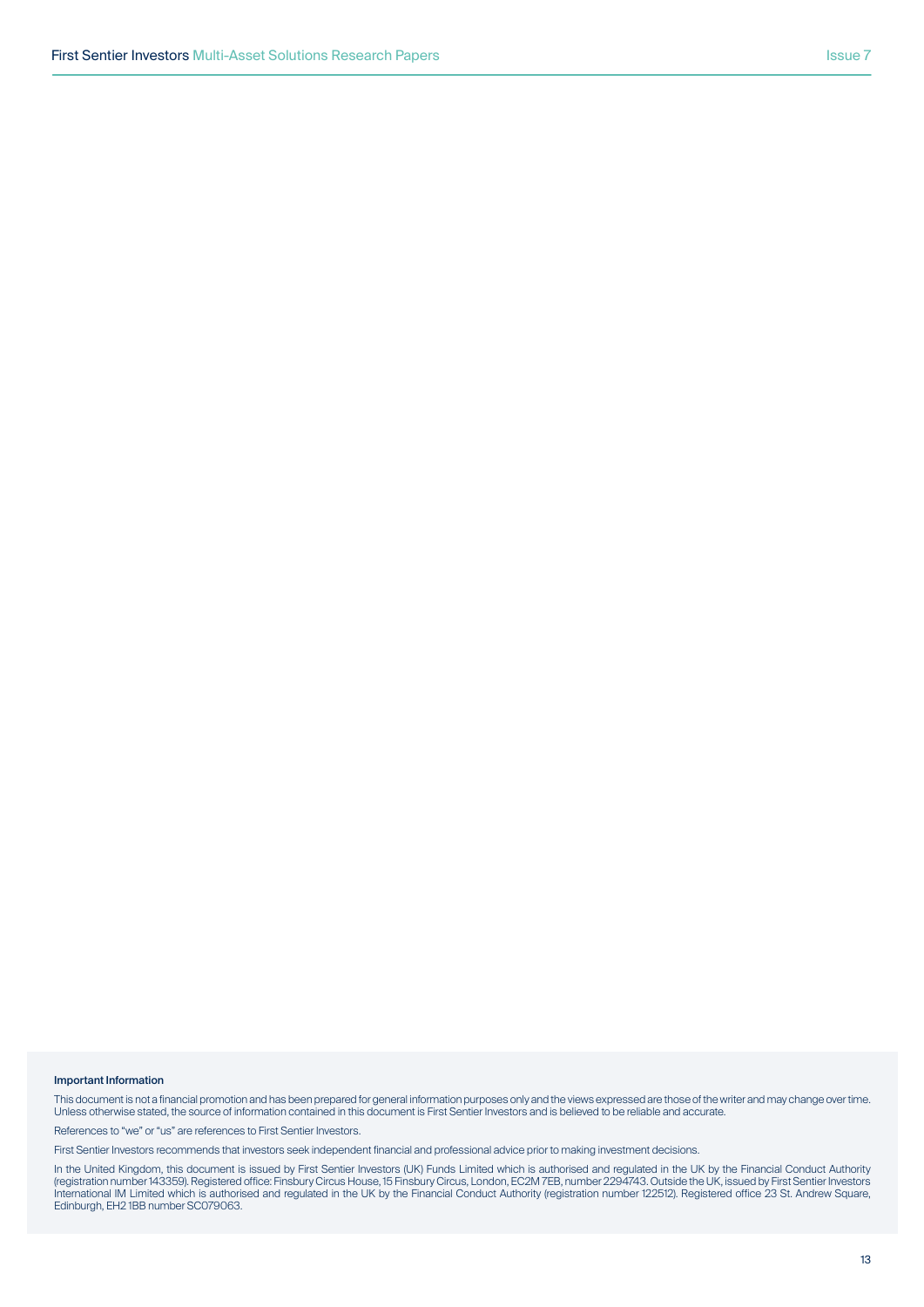**Important Information**

This document is not a financial promotion and has been prepared for general information purposes only and the views expressed are those of the writer and may change over time. Unless otherwise stated, the source of information contained in this document is First Sentier Investors and is believed to be reliable and accurate.

References to "we" or "us" are references to First Sentier Investors.

First Sentier Investors recommends that investors seek independent financial and professional advice prior to making investment decisions.

In the United Kingdom, this document is issued by First Sentier Investors (UK) Funds Limited which is authorised and regulated in the UK by the Financial Conduct Authority (registration number 143359). Registered office: Finsbury Circus House, 15 Finsbury Circus, London, EC2M 7EB, number 2294743. Outside the UK, issued by First Sentier Investors International IM Limited which is authorised and regulated in the UK by the Financial Conduct Authority (registration number 122512). Registered office 23 St. Andrew Square, Edinburgh, EH2 1BB number SC079063.